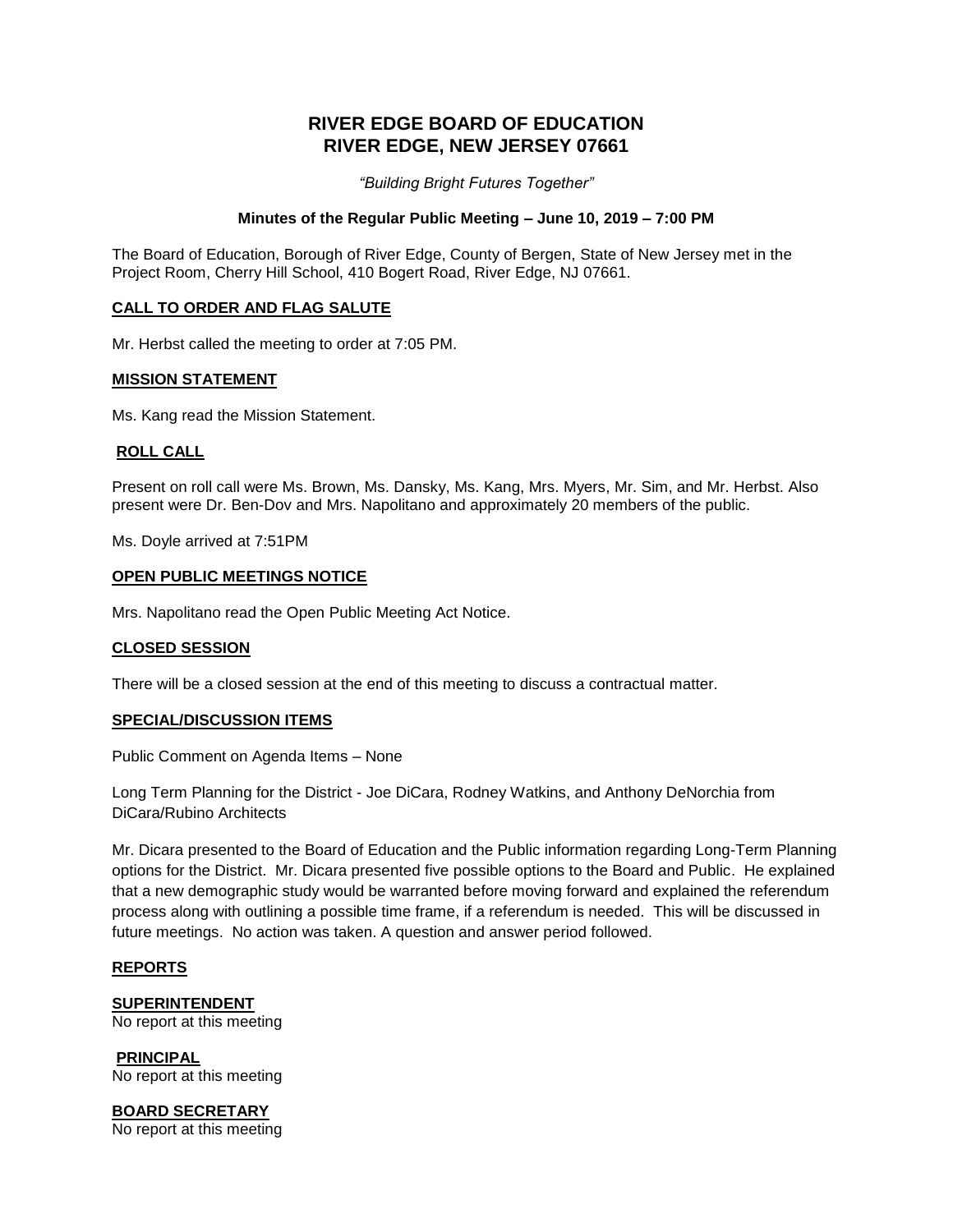# RIVER EDGE BOARD OF EDUCATION
# RIVER EDGE, NEW JERSEY 07661

*"Building Bright Futures Together"*

**Minutes of the Regular Public Meeting – June 10, 2019 – 7:00 PM**

The Board of Education, Borough of River Edge, County of Bergen, State of New Jersey met in the Project Room, Cherry Hill School, 410 Bogert Road, River Edge, NJ 07661.

## CALL TO ORDER AND FLAG SALUTE

Mr. Herbst called the meeting to order at 7:05 PM.

## MISSION STATEMENT

Ms. Kang read the Mission Statement.

## ROLL CALL

Present on roll call were Ms. Brown, Ms. Dansky, Ms. Kang, Mrs. Myers, Mr. Sim, and Mr. Herbst. Also present were Dr. Ben-Dov and Mrs. Napolitano and approximately 20 members of the public.

Ms. Doyle arrived at 7:51PM

## OPEN PUBLIC MEETINGS NOTICE

Mrs. Napolitano read the Open Public Meeting Act Notice.

## CLOSED SESSION

There will be a closed session at the end of this meeting to discuss a contractual matter.

## SPECIAL/DISCUSSION ITEMS

Public Comment on Agenda Items – None

Long Term Planning for the District - Joe DiCara, Rodney Watkins, and Anthony DeNorchia from DiCara/Rubino Architects

Mr. Dicara presented to the Board of Education and the Public information regarding Long-Term Planning options for the District. Mr. Dicara presented five possible options to the Board and Public. He explained that a new demographic study would be warranted before moving forward and explained the referendum process along with outlining a possible time frame, if a referendum is needed. This will be discussed in future meetings. No action was taken. A question and answer period followed.

## REPORTS

### SUPERINTENDENT

No report at this meeting

### PRINCIPAL

No report at this meeting

### BOARD SECRETARY

No report at this meeting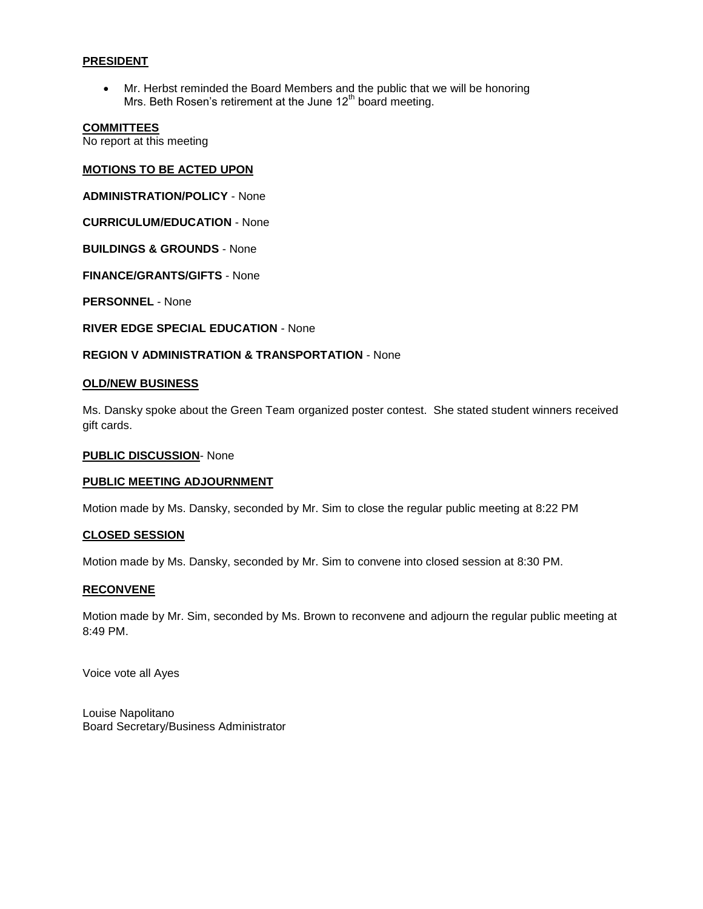**PRESIDENT**

- Mr. Herbst reminded the Board Members and the public that we will be honoring Mrs. Beth Rosen's retirement at the June 12th board meeting.

**COMMITTEES**

No report at this meeting

**MOTIONS TO BE ACTED UPON**

**ADMINISTRATION/POLICY** - None

**CURRICULUM/EDUCATION** - None

**BUILDINGS & GROUNDS** - None

**FINANCE/GRANTS/GIFTS** - None

**PERSONNEL** - None

**RIVER EDGE SPECIAL EDUCATION** - None

**REGION V ADMINISTRATION & TRANSPORTATION** - None

**OLD/NEW BUSINESS**

Ms. Dansky spoke about the Green Team organized poster contest. She stated student winners received gift cards.

**PUBLIC DISCUSSION**- None

**PUBLIC MEETING ADJOURNMENT**

Motion made by Ms. Dansky, seconded by Mr. Sim to close the regular public meeting at 8:22 PM

**CLOSED SESSION**

Motion made by Ms. Dansky, seconded by Mr. Sim to convene into closed session at 8:30 PM.

**RECONVENE**

Motion made by Mr. Sim, seconded by Ms. Brown to reconvene and adjourn the regular public meeting at 8:49 PM.

Voice vote all Ayes

Louise Napolitano
Board Secretary/Business Administrator